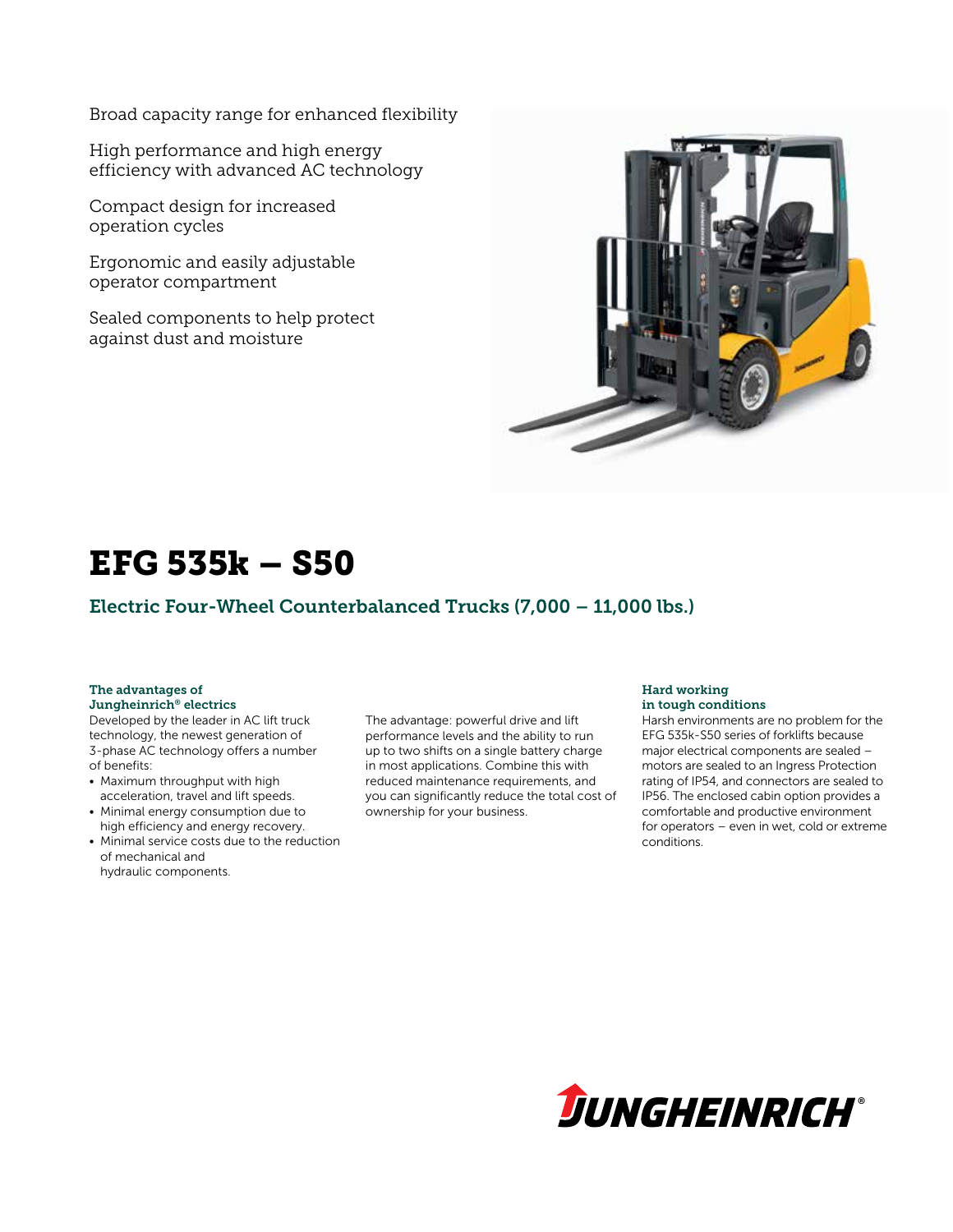Broad capacity range for enhanced flexibility

High performance and high energy efficiency with advanced AC technology

Compact design for increased operation cycles

Ergonomic and easily adjustable operator compartment

Sealed components to help protect against dust and moisture

# EFG 535k – S50

## Electric Four-Wheel Counterbalanced Trucks (7,000 – 11,000 lbs.)

### The advantages of Jungheinrich® electrics

Developed by the leader in AC lift truck technology, the newest generation of 3-phase AC technology offers a number of benefits:

- Maximum throughput with high acceleration, travel and lift speeds.
- Minimal energy consumption due to high efficiency and energy recovery.
- Minimal service costs due to the reduction of mechanical and hydraulic components.

The advantage: powerful drive and lift performance levels and the ability to run up to two shifts on a single battery charge in most applications. Combine this with reduced maintenance requirements, and you can significantly reduce the total cost of ownership for your business.

### Hard working in tough conditions

Harsh environments are no problem for the EFG 535k-S50 series of forklifts because major electrical components are sealed – motors are sealed to an Ingress Protection rating of IP54, and connectors are sealed to IP56. The enclosed cabin option provides a comfortable and productive environment for operators – even in wet, cold or extreme conditions.

JUNGHEINRICH®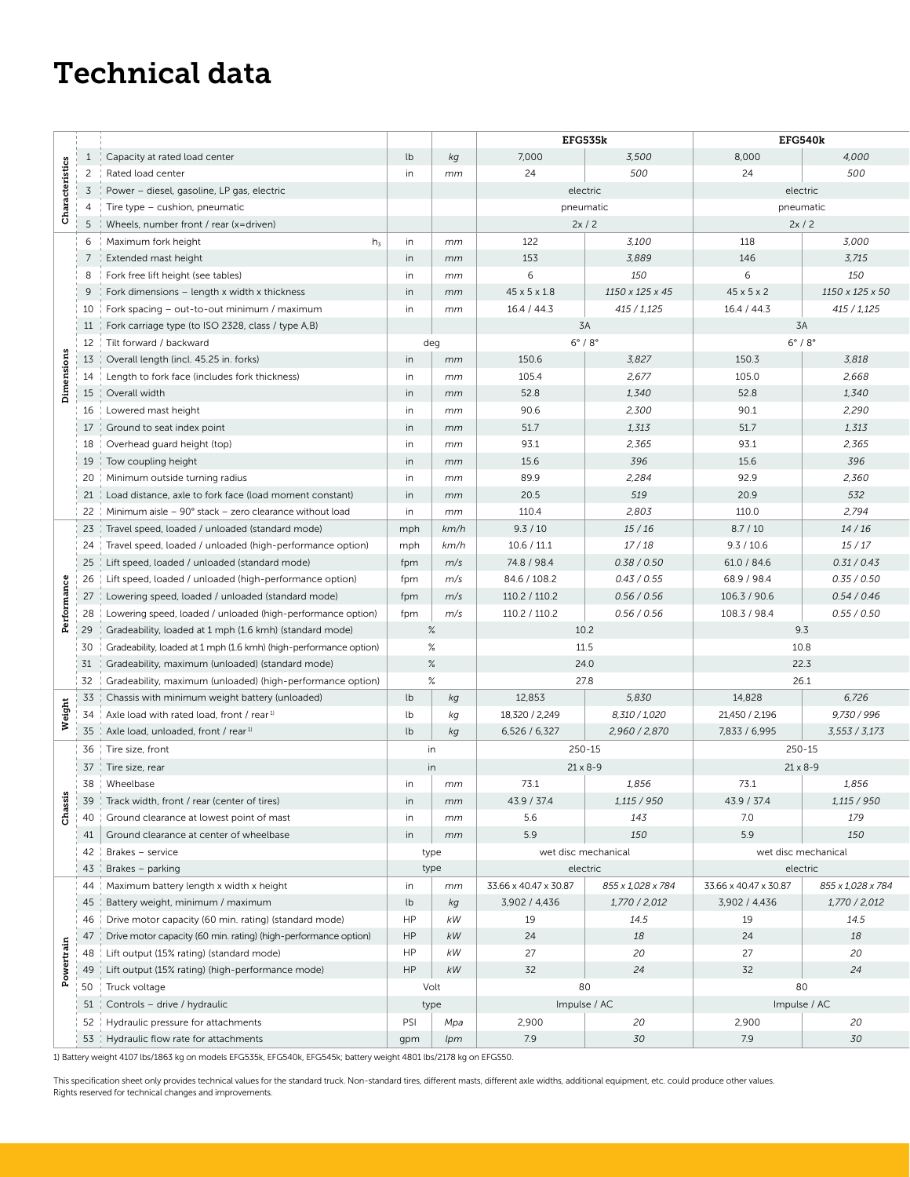# Technical data

| | | | | | EFG535k | | EFG540k | |
|---|---|---|---|---|---|---|---|---|
| Characteristics | 1 | Capacity at rated load center | lb | kg | 7,000 | 3,500 | 8,000 | 4,000 |
| | 2 | Rated load center | in | mm | 24 | 500 | 24 | 500 |
| | 3 | Power – diesel, gasoline, LP gas, electric | | | electric | | electric | |
| | 4 | Tire type – cushion, pneumatic | | | pneumatic | | pneumatic | |
| | 5 | Wheels, number front / rear (x=driven) | | | 2x / 2 | | 2x / 2 | |
| Dimensions | 6 | Maximum fork height $h_3$ | in | mm | 122 | 3,100 | 118 | 3,000 |
| | 7 | Extended mast height | in | mm | 153 | 3,889 | 146 | 3,715 |
| | 8 | Fork free lift height (see tables) | in | mm | 6 | 150 | 6 | 150 |
| | 9 | Fork dimensions – length x width x thickness | in | mm | 45 x 5 x 1.8 | 1150 x 125 x 45 | 45 x 5 x 2 | 1150 x 125 x 50 |
| | 10 | Fork spacing – out-to-out minimum / maximum | in | mm | 16.4 / 44.3 | 415 / 1,125 | 16.4 / 44.3 | 415 / 1,125 |
| | 11 | Fork carriage type (to ISO 2328, class / type A,B) | | | 3A | | 3A | |
| | 12 | Tilt forward / backward | deg | | 6° / 8° | | 6° / 8° | |
| | 13 | Overall length (incl. 45.25 in. forks) | in | mm | 150.6 | 3,827 | 150.3 | 3,818 |
| | 14 | Length to fork face (includes fork thickness) | in | mm | 105.4 | 2,677 | 105.0 | 2,668 |
| | 15 | Overall width | in | mm | 52.8 | 1,340 | 52.8 | 1,340 |
| | 16 | Lowered mast height | in | mm | 90.6 | 2,300 | 90.1 | 2,290 |
| | 17 | Ground to seat index point | in | mm | 51.7 | 1,313 | 51.7 | 1,313 |
| | 18 | Overhead guard height (top) | in | mm | 93.1 | 2,365 | 93.1 | 2,365 |
| | 19 | Tow coupling height | in | mm | 15.6 | 396 | 15.6 | 396 |
| | 20 | Minimum outside turning radius | in | mm | 89.9 | 2,284 | 92.9 | 2,360 |
| | 21 | Load distance, axle to fork face (load moment constant) | in | mm | 20.5 | 519 | 20.9 | 532 |
| | 22 | Minimum aisle – 90° stack – zero clearance without load | in | mm | 110.4 | 2,803 | 110.0 | 2,794 |
| Performance | 23 | Travel speed, loaded / unloaded (standard mode) | mph | km/h | 9.3 / 10 | 15 / 16 | 8.7 / 10 | 14 / 16 |
| | 24 | Travel speed, loaded / unloaded (high-performance option) | mph | km/h | 10.6 / 11.1 | 17 / 18 | 9.3 / 10.6 | 15 / 17 |
| | 25 | Lift speed, loaded / unloaded (standard mode) | fpm | m/s | 74.8 / 98.4 | 0.38 / 0.50 | 61.0 / 84.6 | 0.31 / 0.43 |
| | 26 | Lift speed, loaded / unloaded (high-performance option) | fpm | m/s | 84.6 / 108.2 | 0.43 / 0.55 | 68.9 / 98.4 | 0.35 / 0.50 |
| | 27 | Lowering speed, loaded / unloaded (standard mode) | fpm | m/s | 110.2 / 110.2 | 0.56 / 0.56 | 106.3 / 90.6 | 0.54 / 0.46 |
| | 28 | Lowering speed, loaded / unloaded (high-performance option) | fpm | m/s | 110.2 / 110.2 | 0.56 / 0.56 | 108.3 / 98.4 | 0.55 / 0.50 |
| | 29 | Gradeability, loaded at 1 mph (1.6 kmh) (standard mode) | % | | 10.2 | | 9.3 | |
| | 30 | Gradeability, loaded at 1 mph (1.6 kmh) (high-performance option) | % | | 11.5 | | 10.8 | |
| | 31 | Gradeability, maximum (unloaded) (standard mode) | % | | 24.0 | | 22.3 | |
| | 32 | Gradeability, maximum (unloaded) (high-performance option) | % | | 27.8 | | 26.1 | |
| Weight | 33 | Chassis with minimum weight battery (unloaded) | lb | kg | 12,853 | 5,830 | 14,828 | 6,726 |
| | 34 | Axle load with rated load, front / rear [1] | lb | kg | 18,320 / 2,249 | 8,310 / 1,020 | 21,450 / 2,196 | 9,730 / 996 |
| | 35 | Axle load, unloaded, front / rear [1] | lb | kg | 6,526 / 6,327 | 2,960 / 2,870 | 7,833 / 6,995 | 3,553 / 3,173 |
| Chassis | 36 | Tire size, front | in | | 250-15 | | 250-15 | |
| | 37 | Tire size, rear | in | | 21 x 8-9 | | 21 x 8-9 | |
| | 38 | Wheelbase | in | mm | 73.1 | 1,856 | 73.1 | 1,856 |
| | 39 | Track width, front / rear (center of tires) | in | mm | 43.9 / 37.4 | 1,115 / 950 | 43.9 / 37.4 | 1,115 / 950 |
| | 40 | Ground clearance at lowest point of mast | in | mm | 5.6 | 143 | 7.0 | 179 |
| | 41 | Ground clearance at center of wheelbase | in | mm | 5.9 | 150 | 5.9 | 150 |
| | 42 | Brakes – service | type | | wet disc mechanical | | wet disc mechanical | |
| | 43 | Brakes – parking | type | | electric | | electric | |
| Powertrain | 44 | Maximum battery length x width x height | in | mm | 33.66 x 40.47 x 30.87 | 855 x 1,028 x 784 | 33.66 x 40.47 x 30.87 | 855 x 1,028 x 784 |
| | 45 | Battery weight, minimum / maximum | lb | kg | 3,902 / 4,436 | 1,770 / 2,012 | 3,902 / 4,436 | 1,770 / 2,012 |
| | 46 | Drive motor capacity (60 min. rating) (standard mode) | HP | kW | 19 | 14.5 | 19 | 14.5 |
| | 47 | Drive motor capacity (60 min. rating) (high-performance option) | HP | kW | 24 | 18 | 24 | 18 |
| | 48 | Lift output (15% rating) (standard mode) | HP | kW | 27 | 20 | 27 | 20 |
| | 49 | Lift output (15% rating) (high-performance mode) | HP | kW | 32 | 24 | 32 | 24 |
| | 50 | Truck voltage | Volt | | 80 | | 80 | |
| | 51 | Controls – drive / hydraulic | type | | Impulse / AC | | Impulse / AC | |
| | 52 | Hydraulic pressure for attachments | PSI | Mpa | 2,900 | 20 | 2,900 | 20 |
| | 53 | Hydraulic flow rate for attachments | gpm | lpm | 7.9 | 30 | 7.9 | 30 |

1) Battery weight 4107 lbs/1863 kg on models EFG535k, EFG540k, EFG545k; battery weight 4801 lbs/2178 kg on EFG550.

This specification sheet only provides technical values for the standard truck. Non-standard tires, different masts, different axle widths, additional equipment, etc. could produce other values.
Rights reserved for technical changes and improvements.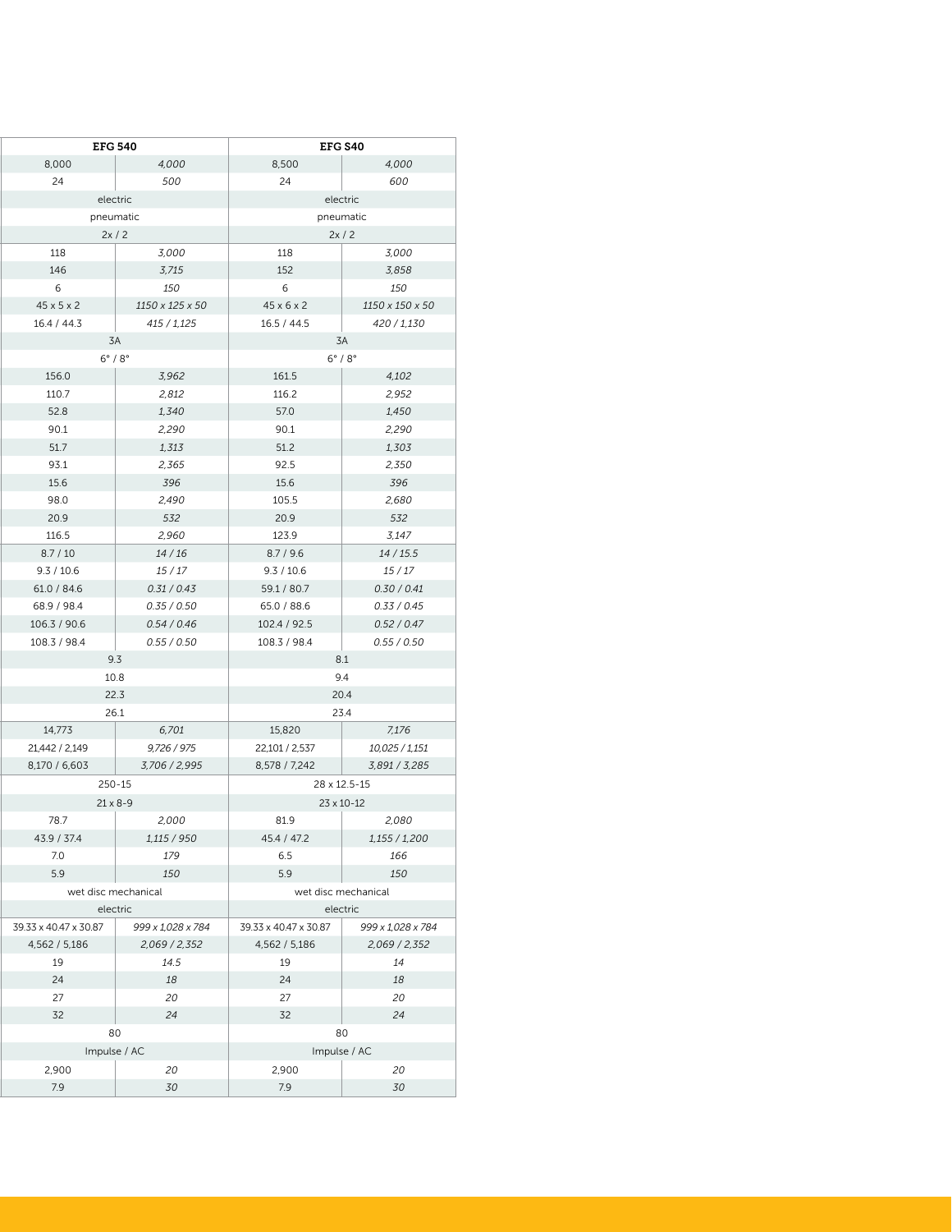| EFG 540 | | EFG S40 | |
|---|---|---|---|
| 8,000 | *4,000* | 8,500 | *4,000* |
| 24 | *500* | 24 | *600* |
| electric | | electric | |
| pneumatic | | pneumatic | |
| 2x / 2 | | 2x / 2 | |
| 118 | *3,000* | 118 | *3,000* |
| 146 | *3,715* | 152 | *3,858* |
| 6 | *150* | 6 | *150* |
| 45 x 5 x 2 | *1150 x 125 x 50* | 45 x 6 x 2 | *1150 x 150 x 50* |
| 16.4 / 44.3 | *415 / 1,125* | 16.5 / 44.5 | *420 / 1,130* |
| 3A | | 3A | |
| 6° / 8° | | 6° / 8° | |
| 156.0 | *3,962* | 161.5 | *4,102* |
| 110.7 | *2,812* | 116.2 | *2,952* |
| 52.8 | *1,340* | 57.0 | *1,450* |
| 90.1 | *2,290* | 90.1 | *2,290* |
| 51.7 | *1,313* | 51.2 | *1,303* |
| 93.1 | *2,365* | 92.5 | *2,350* |
| 15.6 | *396* | 15.6 | *396* |
| 98.0 | *2,490* | 105.5 | *2,680* |
| 20.9 | *532* | 20.9 | *532* |
| 116.5 | *2,960* | 123.9 | *3,147* |
| 8.7 / 10 | *14 / 16* | 8.7 / 9.6 | *14 / 15.5* |
| 9.3 / 10.6 | *15 / 17* | 9.3 / 10.6 | *15 / 17* |
| 61.0 / 84.6 | *0.31 / 0.43* | 59.1 / 80.7 | *0.30 / 0.41* |
| 68.9 / 98.4 | *0.35 / 0.50* | 65.0 / 88.6 | *0.33 / 0.45* |
| 106.3 / 90.6 | *0.54 / 0.46* | 102.4 / 92.5 | *0.52 / 0.47* |
| 108.3 / 98.4 | *0.55 / 0.50* | 108.3 / 98.4 | *0.55 / 0.50* |
| 9.3 | | 8.1 | |
| 10.8 | | 9.4 | |
| 22.3 | | 20.4 | |
| 26.1 | | 23.4 | |
| 14,773 | *6,701* | 15,820 | *7,176* |
| 21,442 / 2,149 | *9,726 / 975* | 22,101 / 2,537 | *10,025 / 1,151* |
| 8,170 / 6,603 | *3,706 / 2,995* | 8,578 / 7,242 | *3,891 / 3,285* |
| 250-15 | | 28 x 12.5-15 | |
| 21 x 8-9 | | 23 x 10-12 | |
| 78.7 | *2,000* | 81.9 | *2,080* |
| 43.9 / 37.4 | *1,115 / 950* | 45.4 / 47.2 | *1,155 / 1,200* |
| 7.0 | *179* | 6.5 | *166* |
| 5.9 | *150* | 5.9 | *150* |
| wet disc mechanical | | wet disc mechanical | |
| electric | | electric | |
| 39.33 x 40.47 x 30.87 | *999 x 1,028 x 784* | 39.33 x 40.47 x 30.87 | *999 x 1,028 x 784* |
| 4,562 / 5,186 | *2,069 / 2,352* | 4,562 / 5,186 | *2,069 / 2,352* |
| 19 | *14.5* | 19 | *14* |
| 24 | *18* | 24 | *18* |
| 27 | *20* | 27 | *20* |
| 32 | *24* | 32 | *24* |
| 80 | | 80 | |
| Impulse / AC | | Impulse / AC | |
| 2,900 | *20* | 2,900 | *20* |
| 7.9 | *30* | 7.9 | *30* |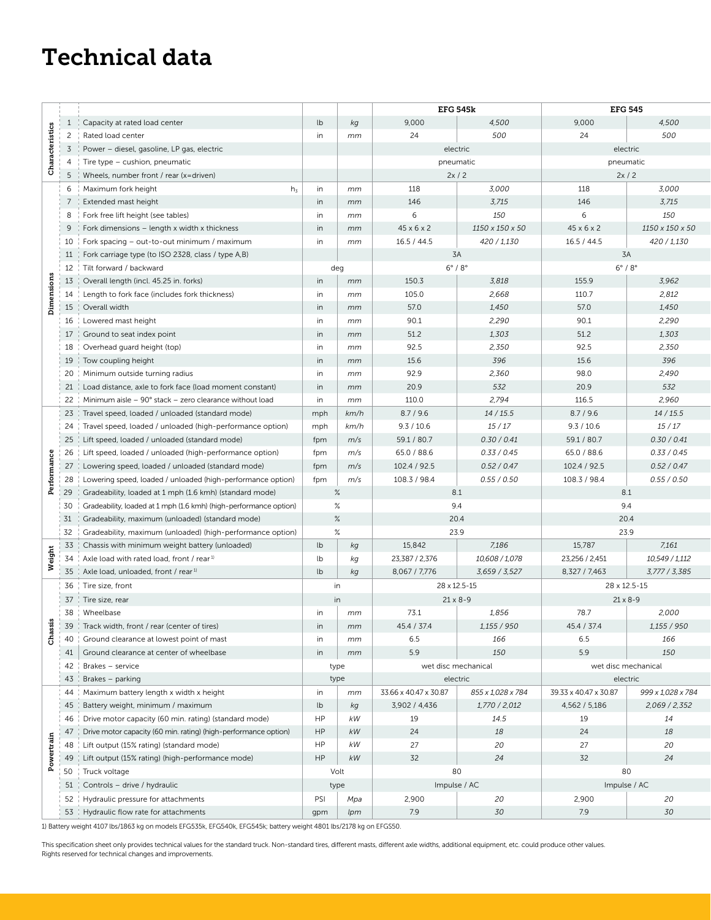# Technical data

| | | | | | EFG 545k | | EFG 545 | |
|---|---|---|---|---|---|---|---|---|
| Characteristics | 1 | Capacity at rated load center | lb | kg | 9,000 | 4,500 | 9,000 | 4,500 |
| | 2 | Rated load center | in | mm | 24 | 500 | 24 | 500 |
| | 3 | Power – diesel, gasoline, LP gas, electric | | | electric | | electric | |
| | 4 | Tire type – cushion, pneumatic | | | pneumatic | | pneumatic | |
| | 5 | Wheels, number front / rear (x=driven) | | | 2x / 2 | | 2x / 2 | |
| Dimensions | 6 | Maximum fork height $h_3$ | in | mm | 118 | 3,000 | 118 | 3,000 |
| | 7 | Extended mast height | in | mm | 146 | 3,715 | 146 | 3,715 |
| | 8 | Fork free lift height (see tables) | in | mm | 6 | 150 | 6 | 150 |
| | 9 | Fork dimensions – length x width x thickness | in | mm | 45 x 6 x 2 | 1150 x 150 x 50 | 45 x 6 x 2 | 1150 x 150 x 50 |
| | 10 | Fork spacing – out-to-out minimum / maximum | in | mm | 16.5 / 44.5 | 420 / 1,130 | 16.5 / 44.5 | 420 / 1,130 |
| | 11 | Fork carriage type (to ISO 2328, class / type A,B) | | | 3A | | 3A | |
| | 12 | Tilt forward / backward | deg | | 6° / 8° | | 6° / 8° | |
| | 13 | Overall length (incl. 45.25 in. forks) | in | mm | 150.3 | 3,818 | 155.9 | 3,962 |
| | 14 | Length to fork face (includes fork thickness) | in | mm | 105.0 | 2,668 | 110.7 | 2,812 |
| | 15 | Overall width | in | mm | 57.0 | 1,450 | 57.0 | 1,450 |
| | 16 | Lowered mast height | in | mm | 90.1 | 2,290 | 90.1 | 2,290 |
| | 17 | Ground to seat index point | in | mm | 51.2 | 1,303 | 51.2 | 1,303 |
| | 18 | Overhead guard height (top) | in | mm | 92.5 | 2,350 | 92.5 | 2,350 |
| | 19 | Tow coupling height | in | mm | 15.6 | 396 | 15.6 | 396 |
| | 20 | Minimum outside turning radius | in | mm | 92.9 | 2,360 | 98.0 | 2,490 |
| | 21 | Load distance, axle to fork face (load moment constant) | in | mm | 20.9 | 532 | 20.9 | 532 |
| | 22 | Minimum aisle – 90° stack – zero clearance without load | in | mm | 110.0 | 2,794 | 116.5 | 2,960 |
| Performance | 23 | Travel speed, loaded / unloaded (standard mode) | mph | km/h | 8.7 / 9.6 | 14 / 15.5 | 8.7 / 9.6 | 14 / 15.5 |
| | 24 | Travel speed, loaded / unloaded (high-performance option) | mph | km/h | 9.3 / 10.6 | 15 / 17 | 9.3 / 10.6 | 15 / 17 |
| | 25 | Lift speed, loaded / unloaded (standard mode) | fpm | m/s | 59.1 / 80.7 | 0.30 / 0.41 | 59.1 / 80.7 | 0.30 / 0.41 |
| | 26 | Lift speed, loaded / unloaded (high-performance option) | fpm | m/s | 65.0 / 88.6 | 0.33 / 0.45 | 65.0 / 88.6 | 0.33 / 0.45 |
| | 27 | Lowering speed, loaded / unloaded (standard mode) | fpm | m/s | 102.4 / 92.5 | 0.52 / 0.47 | 102.4 / 92.5 | 0.52 / 0.47 |
| | 28 | Lowering speed, loaded / unloaded (high-performance option) | fpm | m/s | 108.3 / 98.4 | 0.55 / 0.50 | 108.3 / 98.4 | 0.55 / 0.50 |
| | 29 | Gradeability, loaded at 1 mph (1.6 kmh) (standard mode) | % | | 8.1 | | 8.1 | |
| | 30 | Gradeability, loaded at 1 mph (1.6 kmh) (high-performance option) | % | | 9.4 | | 9.4 | |
| | 31 | Gradeability, maximum (unloaded) (standard mode) | % | | 20.4 | | 20.4 | |
| | 32 | Gradeability, maximum (unloaded) (high-performance option) | % | | 23.9 | | 23.9 | |
| Weight | 33 | Chassis with minimum weight battery (unloaded) | lb | kg | 15,842 | 7,186 | 15,787 | 7,161 |
| | 34 | Axle load with rated load, front / rear [1)] | lb | kg | 23,387 / 2,376 | 10,608 / 1,078 | 23,256 / 2,451 | 10,549 / 1,112 |
| | 35 | Axle load, unloaded, front / rear [1)] | lb | kg | 8,067 / 7,776 | 3,659 / 3,527 | 8,327 / 7,463 | 3,777 / 3,385 |
| Chassis | 36 | Tire size, front | in | | 28 x 12.5-15 | | 28 x 12.5-15 | |
| | 37 | Tire size, rear | in | | 21 x 8-9 | | 21 x 8-9 | |
| | 38 | Wheelbase | in | mm | 73.1 | 1,856 | 78.7 | 2,000 |
| | 39 | Track width, front / rear (center of tires) | in | mm | 45.4 / 37.4 | 1,155 / 950 | 45.4 / 37.4 | 1,155 / 950 |
| | 40 | Ground clearance at lowest point of mast | in | mm | 6.5 | 166 | 6.5 | 166 |
| | 41 | Ground clearance at center of wheelbase | in | mm | 5.9 | 150 | 5.9 | 150 |
| | 42 | Brakes – service | type | | wet disc mechanical | | wet disc mechanical | |
| | 43 | Brakes – parking | type | | electric | | electric | |
| Powertrain | 44 | Maximum battery length x width x height | in | mm | 33.66 x 40.47 x 30.87 | 855 x 1,028 x 784 | 39.33 x 40.47 x 30.87 | 999 x 1,028 x 784 |
| | 45 | Battery weight, minimum / maximum | lb | kg | 3,902 / 4,436 | 1,770 / 2,012 | 4,562 / 5,186 | 2,069 / 2,352 |
| | 46 | Drive motor capacity (60 min. rating) (standard mode) | HP | kW | 19 | 14.5 | 19 | 14 |
| | 47 | Drive motor capacity (60 min. rating) (high-performance option) | HP | kW | 24 | 18 | 24 | 18 |
| | 48 | Lift output (15% rating) (standard mode) | HP | kW | 27 | 20 | 27 | 20 |
| | 49 | Lift output (15% rating) (high-performance mode) | HP | kW | 32 | 24 | 32 | 24 |
| | 50 | Truck voltage | Volt | | 80 | | 80 | |
| | 51 | Controls – drive / hydraulic | type | | Impulse / AC | | Impulse / AC | |
| | 52 | Hydraulic pressure for attachments | PSI | Mpa | 2,900 | 20 | 2,900 | 20 |
| | 53 | Hydraulic flow rate for attachments | gpm | lpm | 7.9 | 30 | 7.9 | 30 |

1) Battery weight 4107 lbs/1863 kg on models EFG535k, EFG540k, EFG545k; battery weight 4801 lbs/2178 kg on EFG550.

This specification sheet only provides technical values for the standard truck. Non-standard tires, different masts, different axle widths, additional equipment, etc. could produce other values. Rights reserved for technical changes and improvements.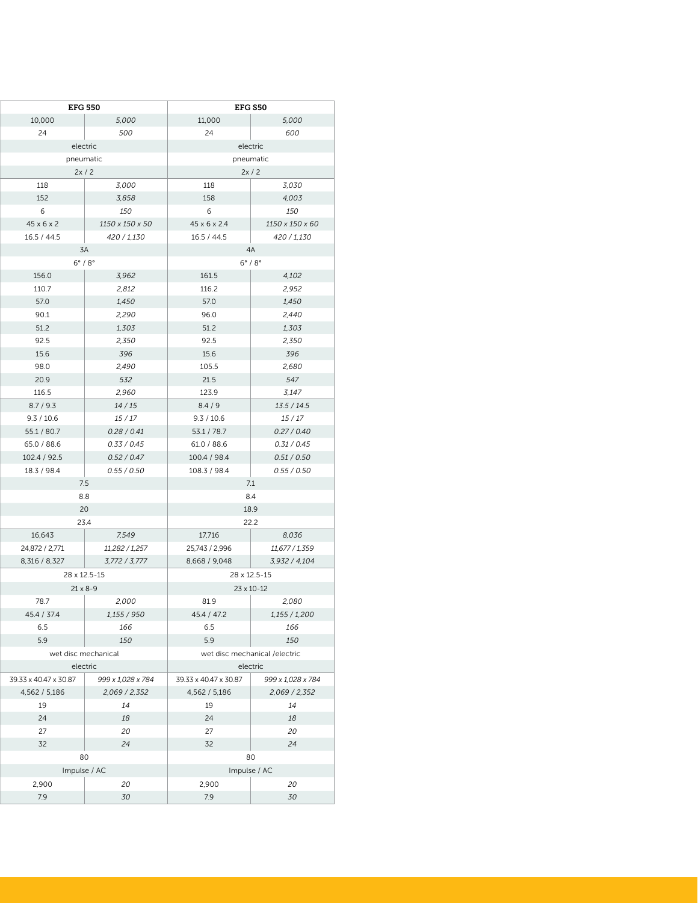| EFG 550 | | EFG S50 | |
|---|---|---|---|
| 10,000 | *5,000* | 11,000 | *5,000* |
| 24 | *500* | 24 | *600* |
| electric | | electric | |
| pneumatic | | pneumatic | |
| 2x / 2 | | 2x / 2 | |
| 118 | *3,000* | 118 | *3,030* |
| 152 | *3,858* | 158 | *4,003* |
| 6 | *150* | 6 | *150* |
| 45 x 6 x 2 | *1150 x 150 x 50* | 45 x 6 x 2.4 | *1150 x 150 x 60* |
| 16.5 / 44.5 | *420 / 1,130* | 16.5 / 44.5 | *420 / 1,130* |
| 3A | | 4A | |
| 6° / 8° | | 6° / 8° | |
| 156.0 | *3,962* | 161.5 | *4,102* |
| 110.7 | *2,812* | 116.2 | *2,952* |
| 57.0 | *1,450* | 57.0 | *1,450* |
| 90.1 | *2,290* | 96.0 | *2,440* |
| 51.2 | *1,303* | 51.2 | *1,303* |
| 92.5 | *2,350* | 92.5 | *2,350* |
| 15.6 | *396* | 15.6 | *396* |
| 98.0 | *2,490* | 105.5 | *2,680* |
| 20.9 | *532* | 21.5 | *547* |
| 116.5 | *2,960* | 123.9 | *3,147* |
| 8.7 / 9.3 | *14 / 15* | 8.4 / 9 | *13.5 / 14.5* |
| 9.3 / 10.6 | *15 / 17* | 9.3 / 10.6 | *15 / 17* |
| 55.1 / 80.7 | *0.28 / 0.41* | 53.1 / 78.7 | *0.27 / 0.40* |
| 65.0 / 88.6 | *0.33 / 0.45* | 61.0 / 88.6 | *0.31 / 0.45* |
| 102.4 / 92.5 | *0.52 / 0.47* | 100.4 / 98.4 | *0.51 / 0.50* |
| 18.3 / 98.4 | *0.55 / 0.50* | 108.3 / 98.4 | *0.55 / 0.50* |
| 7.5 | | 7.1 | |
| 8.8 | | 8.4 | |
| 20 | | 18.9 | |
| 23.4 | | 22.2 | |
| 16,643 | *7,549* | 17,716 | *8,036* |
| 24,872 / 2,771 | *11,282 / 1,257* | 25,743 / 2,996 | *11,677 / 1,359* |
| 8,316 / 8,327 | *3,772 / 3,777* | 8,668 / 9,048 | *3,932 / 4,104* |
| 28 x 12.5-15 | | 28 x 12.5-15 | |
| 21 x 8-9 | | 23 x 10-12 | |
| 78.7 | *2,000* | 81.9 | *2,080* |
| 45.4 / 37.4 | *1,155 / 950* | 45.4 / 47.2 | *1,155 / 1,200* |
| 6.5 | *166* | 6.5 | *166* |
| 5.9 | *150* | 5.9 | *150* |
| wet disc mechanical | | wet disc mechanical /electric | |
| electric | | electric | |
| 39.33 x 40.47 x 30.87 | *999 x 1,028 x 784* | 39.33 x 40.47 x 30.87 | *999 x 1,028 x 784* |
| 4,562 / 5,186 | *2,069 / 2,352* | 4,562 / 5,186 | *2,069 / 2,352* |
| 19 | *14* | 19 | *14* |
| 24 | *18* | 24 | *18* |
| 27 | *20* | 27 | *20* |
| 32 | *24* | 32 | *24* |
| 80 | | 80 | |
| Impulse / AC | | Impulse / AC | |
| 2,900 | *20* | 2,900 | *20* |
| 7.9 | *30* | 7.9 | *30* |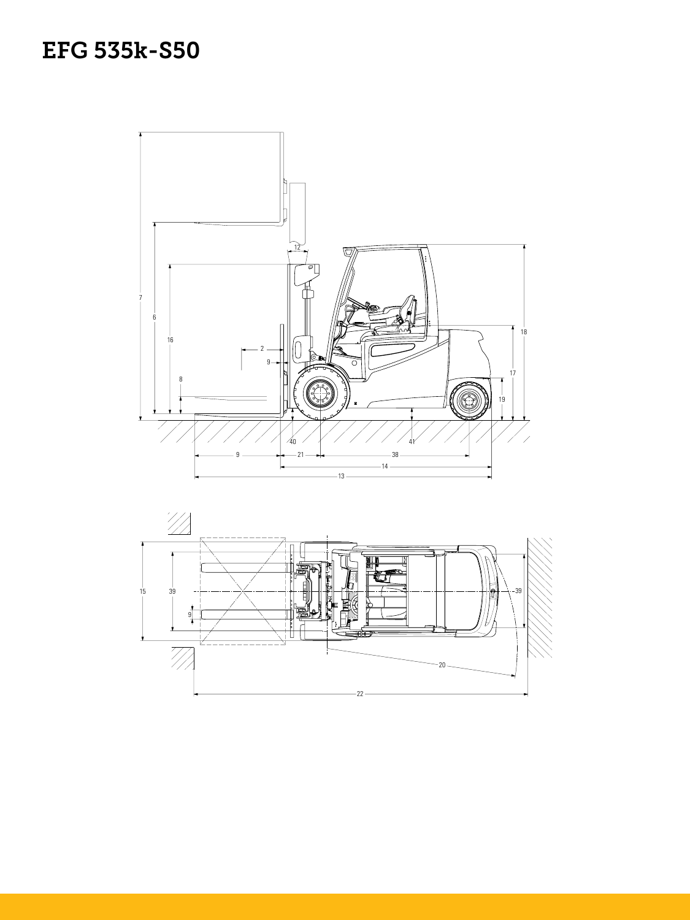# EFG 535k-S50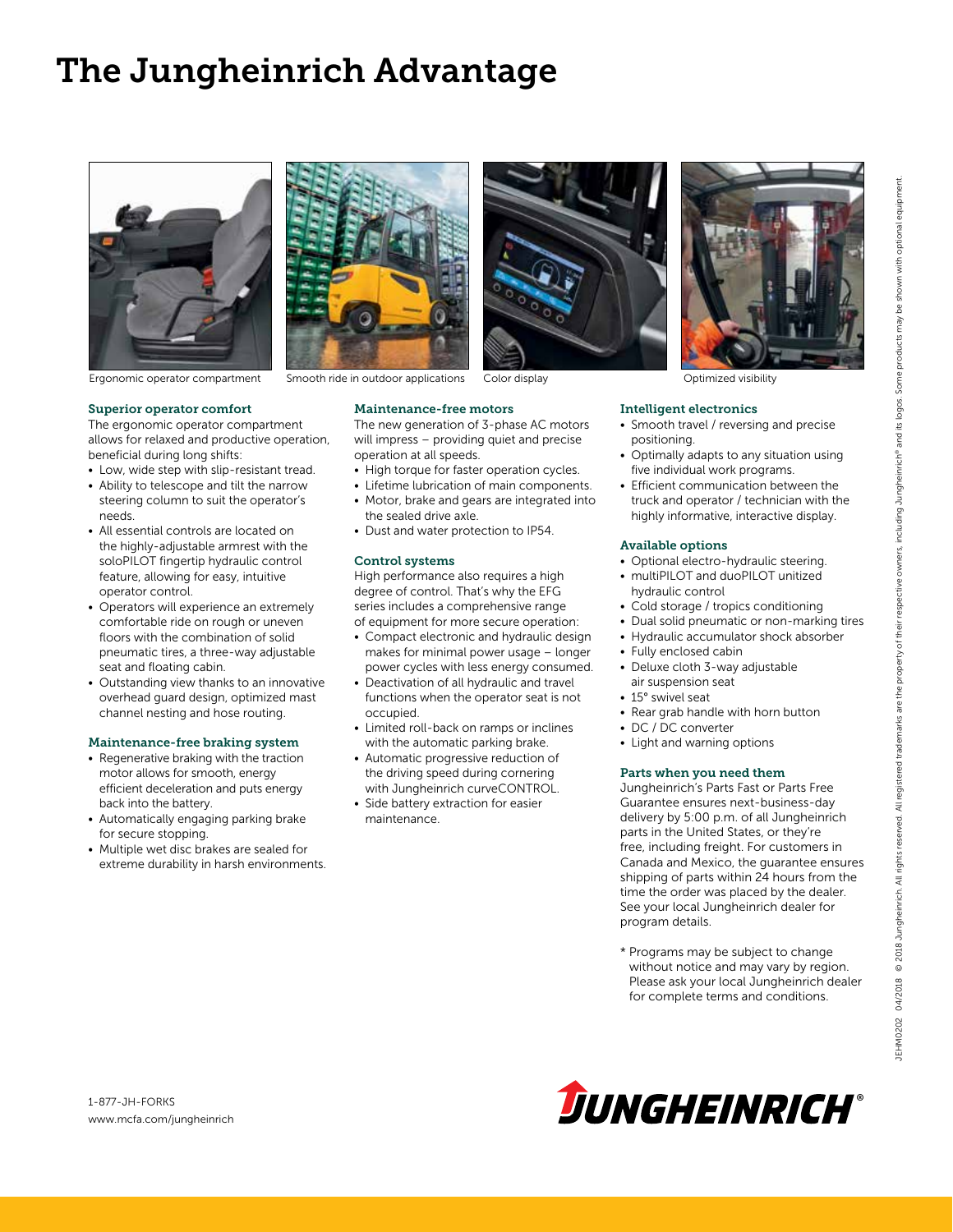# The Jungheinrich Advantage

Ergonomic operator compartment

Smooth ride in outdoor applications

Color display

Optimized visibility

### Superior operator comfort

The ergonomic operator compartment allows for relaxed and productive operation, beneficial during long shifts:

- Low, wide step with slip-resistant tread.
- Ability to telescope and tilt the narrow steering column to suit the operator's needs.
- All essential controls are located on the highly-adjustable armrest with the soloPILOT fingertip hydraulic control feature, allowing for easy, intuitive operator control.
- Operators will experience an extremely comfortable ride on rough or uneven floors with the combination of solid pneumatic tires, a three-way adjustable seat and floating cabin.
- Outstanding view thanks to an innovative overhead guard design, optimized mast channel nesting and hose routing.

### Maintenance-free braking system

- Regenerative braking with the traction motor allows for smooth, energy efficient deceleration and puts energy back into the battery.
- Automatically engaging parking brake for secure stopping.
- Multiple wet disc brakes are sealed for extreme durability in harsh environments.

### Maintenance-free motors

The new generation of 3-phase AC motors will impress – providing quiet and precise operation at all speeds.

- High torque for faster operation cycles.
- Lifetime lubrication of main components.
- Motor, brake and gears are integrated into the sealed drive axle.
- Dust and water protection to IP54.

### Control systems

High performance also requires a high degree of control. That's why the EFG series includes a comprehensive range of equipment for more secure operation:

- Compact electronic and hydraulic design makes for minimal power usage – longer power cycles with less energy consumed.
- Deactivation of all hydraulic and travel functions when the operator seat is not occupied.
- Limited roll-back on ramps or inclines with the automatic parking brake.
- Automatic progressive reduction of the driving speed during cornering with Jungheinrich curveCONTROL.
- Side battery extraction for easier maintenance.

### Intelligent electronics

- Smooth travel / reversing and precise positioning.
- Optimally adapts to any situation using five individual work programs.
- Efficient communication between the truck and operator / technician with the highly informative, interactive display.

### Available options

- Optional electro-hydraulic steering.
- multiPILOT and duoPILOT unitized hydraulic control
- Cold storage / tropics conditioning
- Dual solid pneumatic or non-marking tires
- Hydraulic accumulator shock absorber
- Fully enclosed cabin
- Deluxe cloth 3-way adjustable air suspension seat
- 15° swivel seat
- Rear grab handle with horn button
- DC / DC converter
- Light and warning options

### Parts when you need them

Jungheinrich's Parts Fast or Parts Free Guarantee ensures next-business-day delivery by 5:00 p.m. of all Jungheinrich parts in the United States, or they're free, including freight. For customers in Canada and Mexico, the guarantee ensures shipping of parts within 24 hours from the time the order was placed by the dealer. See your local Jungheinrich dealer for program details.

\* Programs may be subject to change without notice and may vary by region. Please ask your local Jungheinrich dealer for complete terms and conditions.

1-877-JH-FORKS
www.mcfa.com/jungheinrich

JUNGHEINRICH®

JEHM0202 04/2018 © 2018 Jungheinrich. All rights reserved. All registered trademarks are the property of their respective owners, including Jungheinrich® and its logos. Some products may be shown with optional equipment.